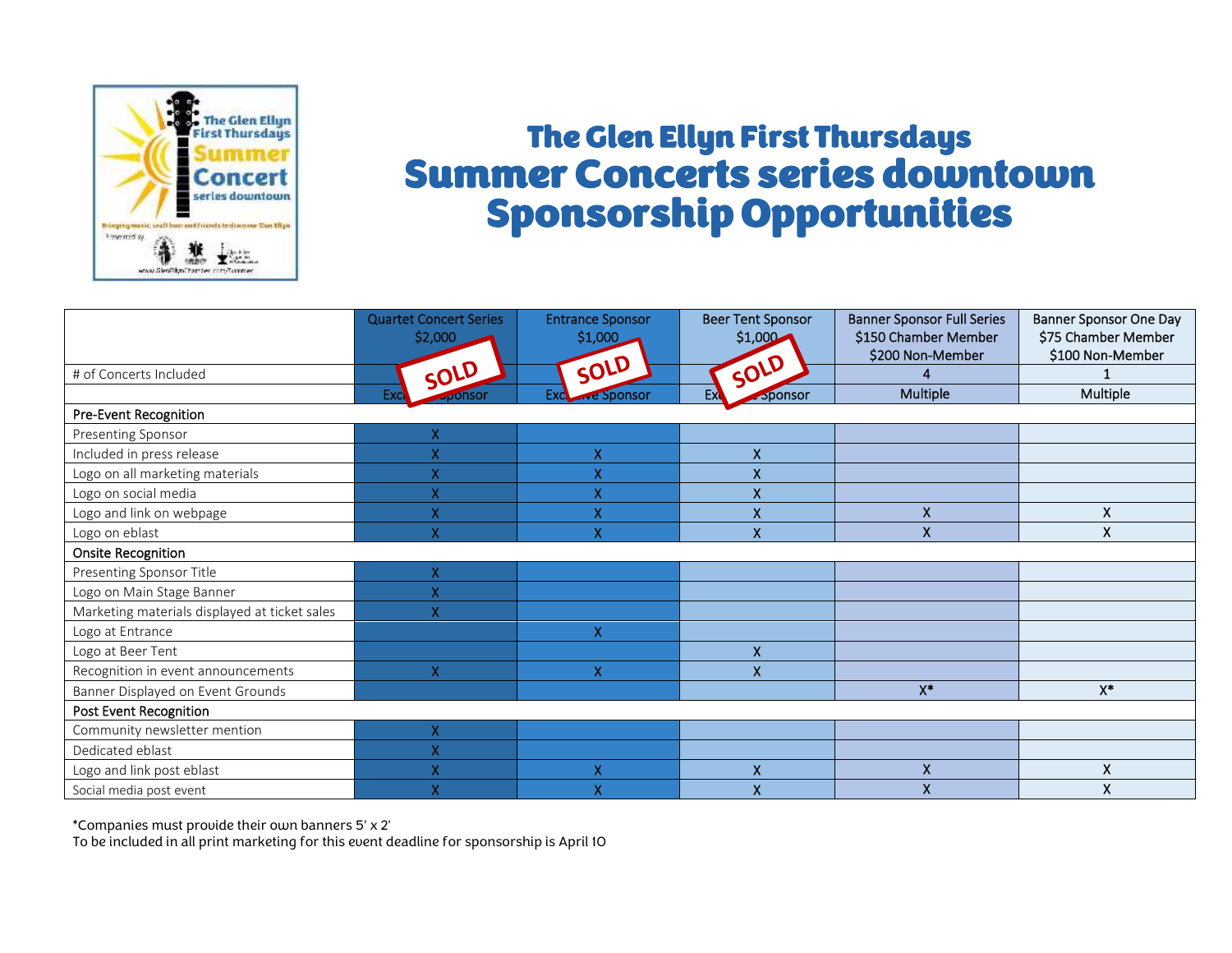# The Glen Ellyn First Thursdays
# Summer Concerts series downtown Sponsorship Opportunities

| | Quartet Concert Series $2,000 SOLD | Entrance Sponsor $1,000 SOLD | Beer Tent Sponsor $1,000 SOLD | Banner Sponsor Full Series $150 Chamber Member $200 Non-Member | Banner Sponsor One Day $75 Chamber Member $100 Non-Member |
|---|---|---|---|---|---|
| # of Concerts Included | | | | 4 | 1 |
| | Exclusive Sponsor | Exclusive Sponsor | Exclusive Sponsor | Multiple | Multiple |
| **Pre-Event Recognition** | | | | | |
| Presenting Sponsor | X | | | | |
| Included in press release | X | X | X | | |
| Logo on all marketing materials | X | X | X | | |
| Logo on social media | X | X | X | | |
| Logo and link on webpage | X | X | X | X | X |
| Logo on eblast | X | X | X | X | X |
| **Onsite Recognition** | | | | | |
| Presenting Sponsor Title | X | | | | |
| Logo on Main Stage Banner | X | | | | |
| Marketing materials displayed at ticket sales | X | | | | |
| Logo at Entrance | | X | | | |
| Logo at Beer Tent | | | X | | |
| Recognition in event announcements | X | X | X | | |
| Banner Displayed on Event Grounds | | | | X* | X* |
| **Post Event Recognition** | | | | | |
| Community newsletter mention | X | | | | |
| Dedicated eblast | X | | | | |
| Logo and link post eblast | X | X | X | X | X |
| Social media post event | X | X | X | X | X |

*Companies must provide their own banners 5' x 2'

To be included in all print marketing for this event deadline for sponsorship is April 10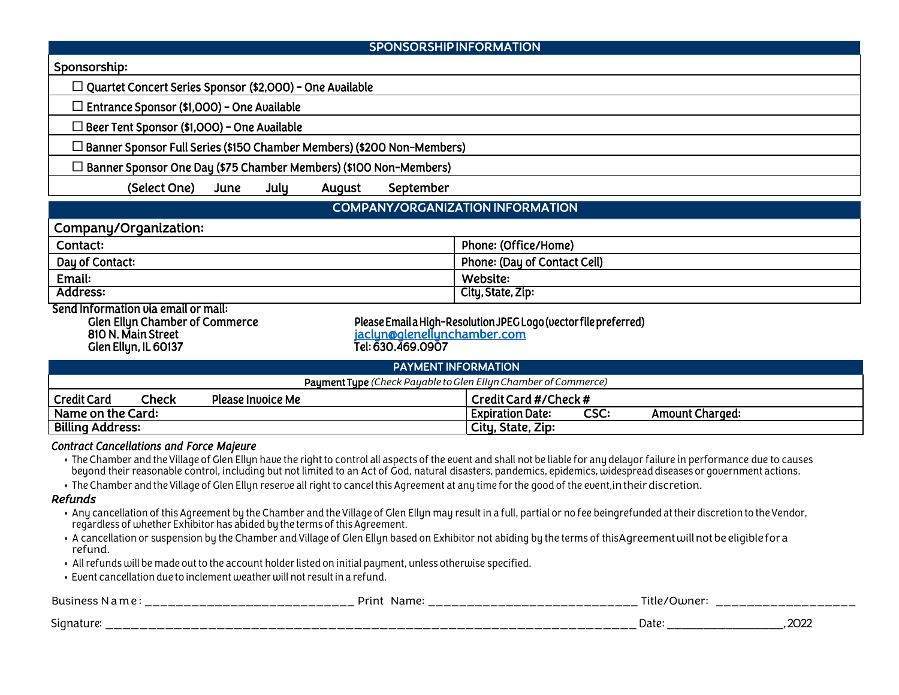## SPONSORSHIP INFORMATION

**Sponsorship:**

- ☐ Quartet Concert Series Sponsor ($2,000) – One Available
- ☐ Entrance Sponsor ($1,000) – One Available
- ☐ Beer Tent Sponsor ($1,000) – One Available
- ☐ Banner Sponsor Full Series ($150 Chamber Members) ($200 Non-Members)
- ☐ Banner Sponsor One Day ($75 Chamber Members) ($100 Non-Members)

(Select One) June July August September

## COMPANY/ORGANIZATION INFORMATION

| Company/Organization: | |
|---|---|
| Contact: | Phone: (Office/Home) |
| Day of Contact: | Phone: (Day of Contact Cell) |
| Email: | Website: |
| Address: | City, State, Zip: |

Send Information via email or mail:

Glen Ellyn Chamber of Commerce
810 N. Main Street
Glen Ellyn, IL 60137

Please Email a High-Resolution JPEG Logo (vector file preferred)
jaclyn@glenellynchamber.com
Tel: 630.469.0907

## PAYMENT INFORMATION

**Payment Type** *(Check Payable to Glen Ellyn Chamber of Commerce)*

| Credit Card Check Please Invoice Me | Credit Card #/Check # |
|---|---|
| Name on the Card: | Expiration Date: CSC: Amount Charged: |
| Billing Address: | City, State, Zip: |

***Contract Cancellations and Force Majeure***

- The Chamber and the Village of Glen Ellyn have the right to control all aspects of the event and shall not be liable for any delay or failure in performance due to causes beyond their reasonable control, including but not limited to an Act of God, natural disasters, pandemics, epidemics, widespread diseases or government actions.
- The Chamber and the Village of Glen Ellyn reserve all right to cancel this Agreement at any time for the good of the event, in their discretion.

***Refunds***

- Any cancellation of this Agreement by the Chamber and the Village of Glen Ellyn may result in a full, partial or no fee being refunded at their discretion to the Vendor, regardless of whether Exhibitor has abided by the terms of this Agreement.
- A cancellation or suspension by the Chamber and Village of Glen Ellyn based on Exhibitor not abiding by the terms of this Agreement will not be eligible for a refund.
- All refunds will be made out to the account holder listed on initial payment, unless otherwise specified.
- Event cancellation due to inclement weather will not result in a refund.

Business Name: ______________________________ Print Name: ______________________________ Title/Owner: ____________________

Signature: ________________________________________________________________________ Date: ________________, 2022